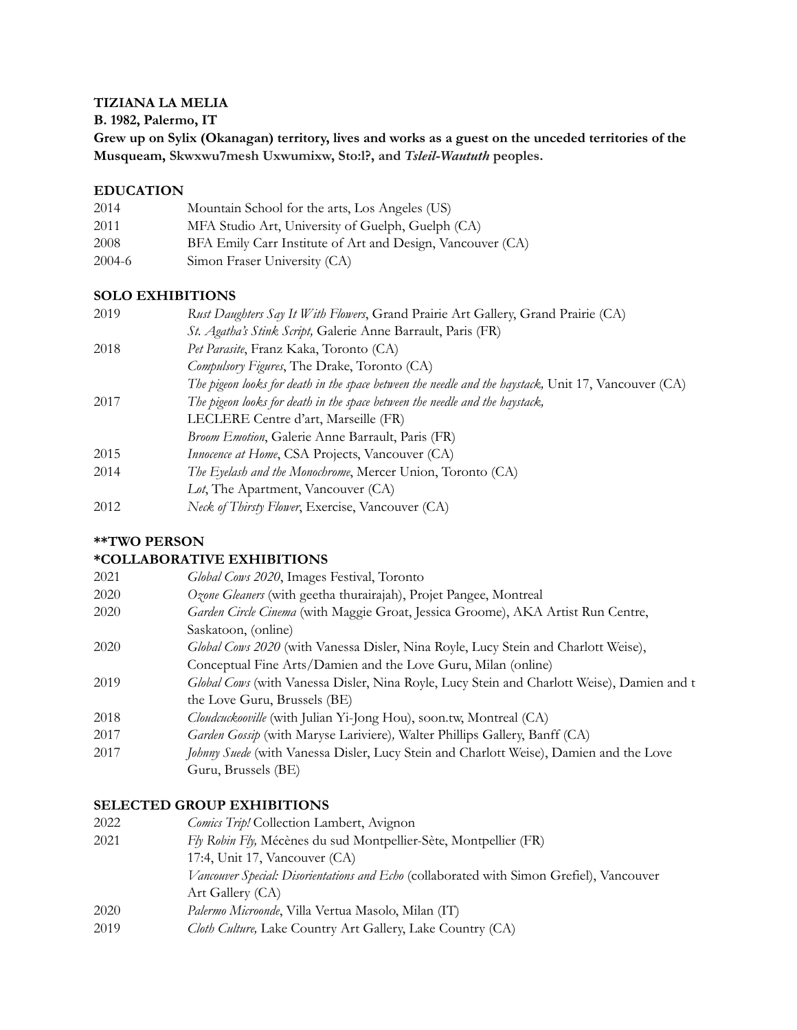**TIZIANA LA MELIA**

**B. 1982, Palermo, IT**

**Grew up on Sylix (Okanagan) territory, lives and works as a guest on the unceded territories of the Musqueam, Skwxwu7mesh Uxwumixw, Sto:l?, and *Tsleil-Waututh* peoples.**

## EDUCATION

| | |
|---|---|
| 2014 | Mountain School for the arts, Los Angeles (US) |
| 2011 | MFA Studio Art, University of Guelph, Guelph (CA) |
| 2008 | BFA Emily Carr Institute of Art and Design, Vancouver (CA) |
| 2004-6 | Simon Fraser University (CA) |

## SOLO EXHIBITIONS

| | |
|---|---|
| 2019 | *Rust Daughters Say It With Flowers*, Grand Prairie Art Gallery, Grand Prairie (CA) |
| | *St. Agatha's Stink Script,* Galerie Anne Barrault, Paris (FR) |
| 2018 | *Pet Parasite*, Franz Kaka, Toronto (CA) |
| | *Compulsory Figures*, The Drake, Toronto (CA) |
| | *The pigeon looks for death in the space between the needle and the haystack,* Unit 17, Vancouver (CA) |
| 2017 | *The pigeon looks for death in the space between the needle and the haystack,* LECLERE Centre d'art, Marseille (FR) |
| | *Broom Emotion*, Galerie Anne Barrault, Paris (FR) |
| 2015 | *Innocence at Home*, CSA Projects, Vancouver (CA) |
| 2014 | *The Eyelash and the Monochrome*, Mercer Union, Toronto (CA) |
| | *Lot*, The Apartment, Vancouver (CA) |
| 2012 | *Neck of Thirsty Flower*, Exercise, Vancouver (CA) |

## **TWO PERSON
## *COLLABORATIVE EXHIBITIONS

| | |
|---|---|
| 2021 | *Global Cows 2020*, Images Festival, Toronto |
| 2020 | *Ozone Gleaners* (with geetha thurairajah), Projet Pangee, Montreal |
| 2020 | *Garden Circle Cinema* (with Maggie Groat, Jessica Groome), AKA Artist Run Centre, Saskatoon, (online) |
| 2020 | *Global Cows 2020* (with Vanessa Disler, Nina Royle, Lucy Stein and Charlott Weise), Conceptual Fine Arts/Damien and the Love Guru, Milan (online) |
| 2019 | *Global Cows* (with Vanessa Disler, Nina Royle, Lucy Stein and Charlott Weise), Damien and t the Love Guru, Brussels (BE) |
| 2018 | *Cloudcuckooville* (with Julian Yi-Jong Hou), soon.tw, Montreal (CA) |
| 2017 | *Garden Gossip* (with Maryse Lariviere), Walter Phillips Gallery, Banff (CA) |
| 2017 | *Johnny Suede* (with Vanessa Disler, Lucy Stein and Charlott Weise), Damien and the Love Guru, Brussels (BE) |

## SELECTED GROUP EXHIBITIONS

| | |
|---|---|
| 2022 | *Comics Trip!* Collection Lambert, Avignon |
| 2021 | *Fly Robin Fly,* Mécènes du sud Montpellier-Sète, Montpellier (FR) |
| | 17:4, Unit 17, Vancouver (CA) |
| | *Vancouver Special: Disorientations and Echo* (collaborated with Simon Grefiel), Vancouver Art Gallery (CA) |
| 2020 | *Palermo Microonde*, Villa Vertua Masolo, Milan (IT) |
| 2019 | *Cloth Culture,* Lake Country Art Gallery, Lake Country (CA) |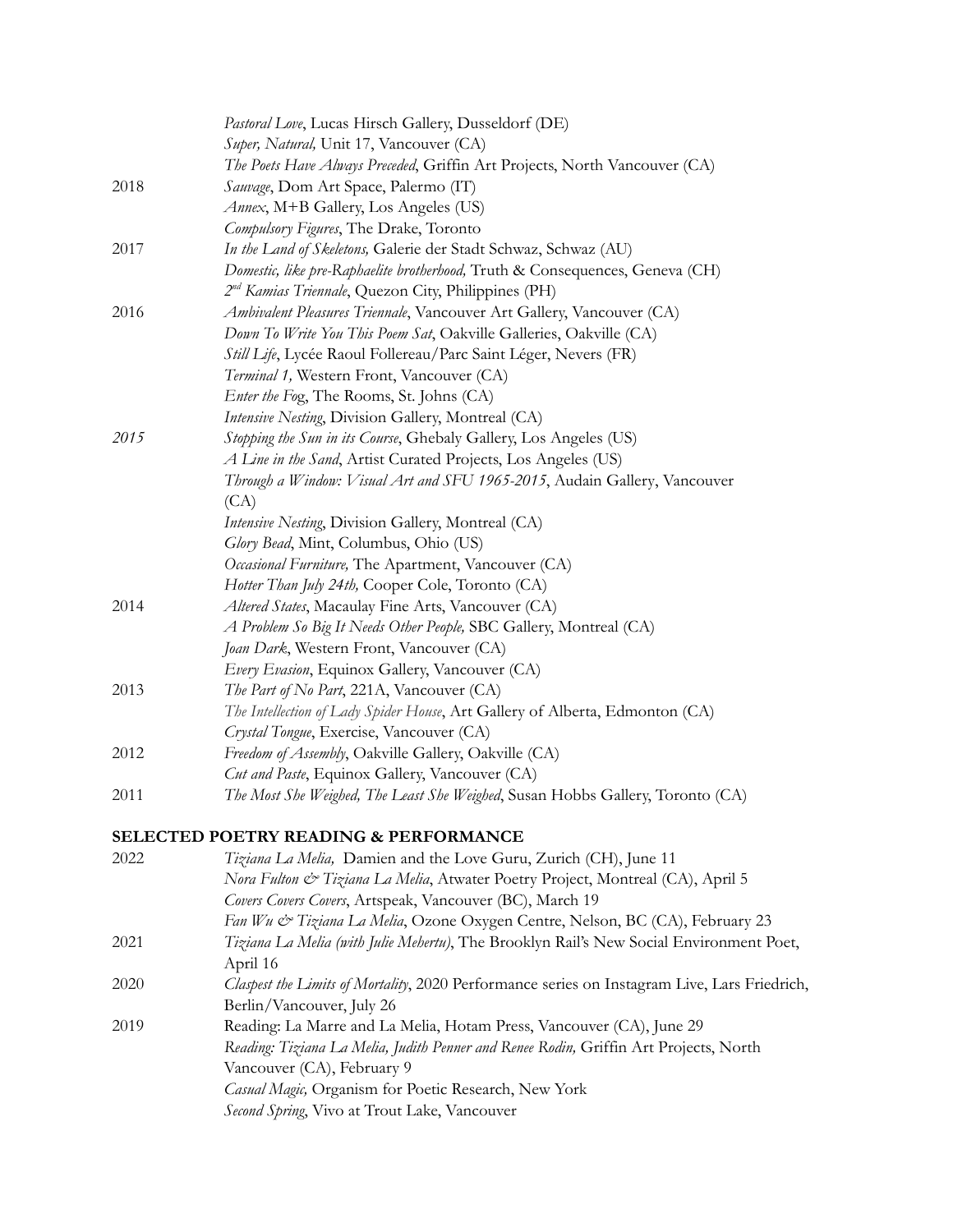| | |
|---|---|
| | *Pastoral Love*, Lucas Hirsch Gallery, Dusseldorf (DE) |
| | *Super, Natural,* Unit 17, Vancouver (CA) |
| | *The Poets Have Always Preceded*, Griffin Art Projects, North Vancouver (CA) |
| 2018 | *Sauvage*, Dom Art Space, Palermo (IT) |
| | *Annex*, M+B Gallery, Los Angeles (US) |
| | *Compulsory Figures*, The Drake, Toronto |
| 2017 | *In the Land of Skeletons,* Galerie der Stadt Schwaz, Schwaz (AU) |
| | *Domestic, like pre-Raphaelite brotherhood,* Truth & Consequences, Geneva (CH) |
| | *2nd Kamias Triennale*, Quezon City, Philippines (PH) |
| 2016 | *Ambivalent Pleasures Triennale*, Vancouver Art Gallery, Vancouver (CA) |
| | *Down To Write You This Poem Sat*, Oakville Galleries, Oakville (CA) |
| | *Still Life*, Lycée Raoul Follereau/Parc Saint Léger, Nevers (FR) |
| | *Terminal 1,* Western Front, Vancouver (CA) |
| | *Enter the Fog*, The Rooms, St. Johns (CA) |
| | *Intensive Nesting*, Division Gallery, Montreal (CA) |
| *2015* | *Stopping the Sun in its Course*, Ghebaly Gallery, Los Angeles (US) |
| | *A Line in the Sand*, Artist Curated Projects, Los Angeles (US) |
| | *Through a Window: Visual Art and SFU 1965-2015*, Audain Gallery, Vancouver (CA) |
| | *Intensive Nesting*, Division Gallery, Montreal (CA) |
| | *Glory Bead*, Mint, Columbus, Ohio (US) |
| | *Occasional Furniture,* The Apartment, Vancouver (CA) |
| | *Hotter Than July 24th,* Cooper Cole, Toronto (CA) |
| 2014 | *Altered States*, Macaulay Fine Arts, Vancouver (CA) |
| | *A Problem So Big It Needs Other People,* SBC Gallery, Montreal (CA) |
| | *Joan Dark*, Western Front, Vancouver (CA) |
| | *Every Evasion*, Equinox Gallery, Vancouver (CA) |
| 2013 | *The Part of No Part*, 221A, Vancouver (CA) |
| | *The Intellection of Lady Spider House*, Art Gallery of Alberta, Edmonton (CA) |
| | *Crystal Tongue*, Exercise, Vancouver (CA) |
| 2012 | *Freedom of Assembly*, Oakville Gallery, Oakville (CA) |
| | *Cut and Paste*, Equinox Gallery, Vancouver (CA) |
| 2011 | *The Most She Weighed, The Least She Weighed*, Susan Hobbs Gallery, Toronto (CA) |

## SELECTED POETRY READING & PERFORMANCE

| | |
|---|---|
| 2022 | *Tiziana La Melia,* Damien and the Love Guru, Zurich (CH), June 11 |
| | *Nora Fulton & Tiziana La Melia*, Atwater Poetry Project, Montreal (CA), April 5 |
| | *Covers Covers Covers*, Artspeak, Vancouver (BC), March 19 |
| | *Fan Wu & Tiziana La Melia*, Ozone Oxygen Centre, Nelson, BC (CA), February 23 |
| 2021 | *Tiziana La Melia (with Julie Mehertu)*, The Brooklyn Rail's New Social Environment Poet, April 16 |
| 2020 | *Claspest the Limits of Mortality*, 2020 Performance series on Instagram Live, Lars Friedrich, Berlin/Vancouver, July 26 |
| 2019 | Reading: La Marre and La Melia, Hotam Press, Vancouver (CA), June 29 |
| | *Reading: Tiziana La Melia, Judith Penner and Renee Rodin,* Griffin Art Projects, North Vancouver (CA), February 9 |
| | *Casual Magic,* Organism for Poetic Research, New York |
| | *Second Spring*, Vivo at Trout Lake, Vancouver |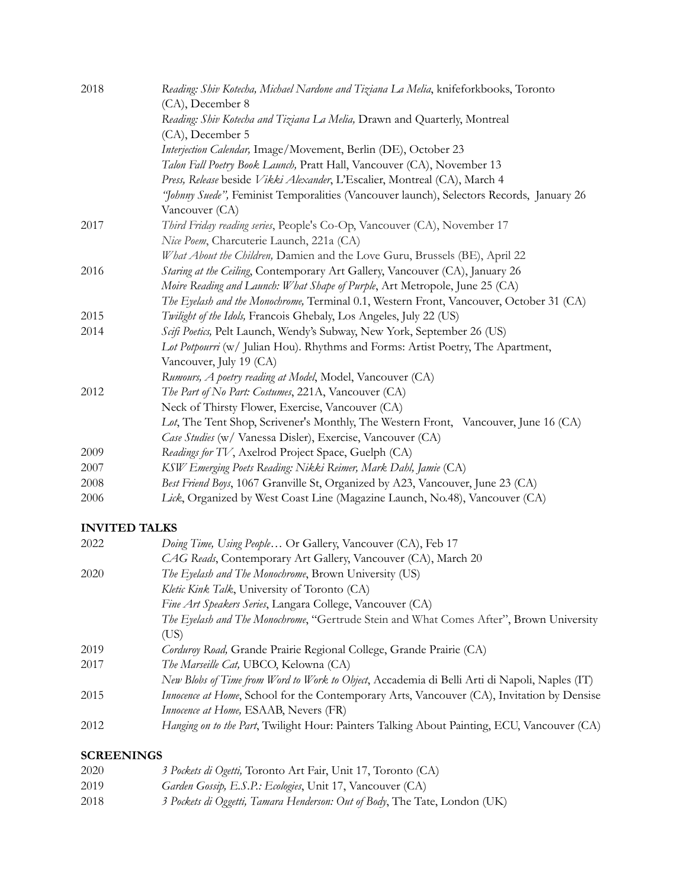| | |
|---|---|
| 2018 | *Reading: Shiv Kotecha, Michael Nardone and Tiziana La Melia*, knifeforkbooks, Toronto (CA), December 8 |
| | *Reading: Shiv Kotecha and Tiziana La Melia,* Drawn and Quarterly, Montreal (CA), December 5 |
| | *Interjection Calendar,* Image/Movement, Berlin (DE), October 23 |
| | *Talon Fall Poetry Book Launch,* Pratt Hall, Vancouver (CA), November 13 |
| | *Press, Release* beside *Vikki Alexander*, L'Escalier, Montreal (CA), March 4 |
| | *"Johnny Suede",* Feminist Temporalities (Vancouver launch), Selectors Records, January 26 Vancouver (CA) |
| 2017 | *Third Friday reading series*, People's Co-Op, Vancouver (CA), November 17 |
| | *Nice Poem*, Charcuterie Launch, 221a (CA) |
| | *What About the Children,* Damien and the Love Guru, Brussels (BE), April 22 |
| 2016 | *Staring at the Ceiling*, Contemporary Art Gallery, Vancouver (CA), January 26 |
| | *Moire Reading and Launch: What Shape of Purple*, Art Metropole, June 25 (CA) |
| | *The Eyelash and the Monochrome,* Terminal 0.1, Western Front, Vancouver, October 31 (CA) |
| 2015 | *Twilight of the Idols,* Francois Ghebaly, Los Angeles, July 22 (US) |
| 2014 | *Scifi Poetics,* Pelt Launch, Wendy's Subway, New York, September 26 (US) |
| | *Lot Potpourri* (w/ Julian Hou). Rhythms and Forms: Artist Poetry, The Apartment, Vancouver, July 19 (CA) |
| | *Rumours, A poetry reading at Model*, Model, Vancouver (CA) |
| 2012 | *The Part of No Part: Costumes*, 221A, Vancouver (CA) |
| | Neck of Thirsty Flower, Exercise, Vancouver (CA) |
| | *Lot*, The Tent Shop, Scrivener's Monthly, The Western Front, Vancouver, June 16 (CA) |
| | *Case Studies* (w/ Vanessa Disler), Exercise, Vancouver (CA) |
| 2009 | *Readings for TV*, Axelrod Project Space, Guelph (CA) |
| 2007 | *KSW Emerging Poets Reading: Nikki Reimer, Mark Dahl, Jamie* (CA) |
| 2008 | *Best Friend Boys*, 1067 Granville St, Organized by A23, Vancouver, June 23 (CA) |
| 2006 | *Lick*, Organized by West Coast Line (Magazine Launch, No.48), Vancouver (CA) |

## INVITED TALKS

| | |
|---|---|
| 2022 | *Doing Time, Using People…* Or Gallery, Vancouver (CA), Feb 17 |
| | *CAG Reads*, Contemporary Art Gallery, Vancouver (CA), March 20 |
| 2020 | *The Eyelash and The Monochrome*, Brown University (US) |
| | *Kletic Kink Talk*, University of Toronto (CA) |
| | *Fine Art Speakers Series*, Langara College, Vancouver (CA) |
| | *The Eyelash and The Monochrome*, "Gertrude Stein and What Comes After", Brown University (US) |
| 2019 | *Corduroy Road,* Grande Prairie Regional College, Grande Prairie (CA) |
| 2017 | *The Marseille Cat,* UBCO, Kelowna (CA) |
| | *New Blobs of Time from Word to Work to Object*, Accademia di Belli Arti di Napoli, Naples (IT) |
| 2015 | *Innocence at Home*, School for the Contemporary Arts, Vancouver (CA), Invitation by Densise |
| | *Innocence at Home,* ESAAB, Nevers (FR) |
| 2012 | *Hanging on to the Part*, Twilight Hour: Painters Talking About Painting, ECU, Vancouver (CA) |

## SCREENINGS

| | |
|---|---|
| 2020 | *3 Pockets di Ogetti,* Toronto Art Fair, Unit 17, Toronto (CA) |
| 2019 | *Garden Gossip, E.S.P.: Ecologies*, Unit 17, Vancouver (CA) |
| 2018 | *3 Pockets di Oggetti, Tamara Henderson: Out of Body*, The Tate, London (UK) |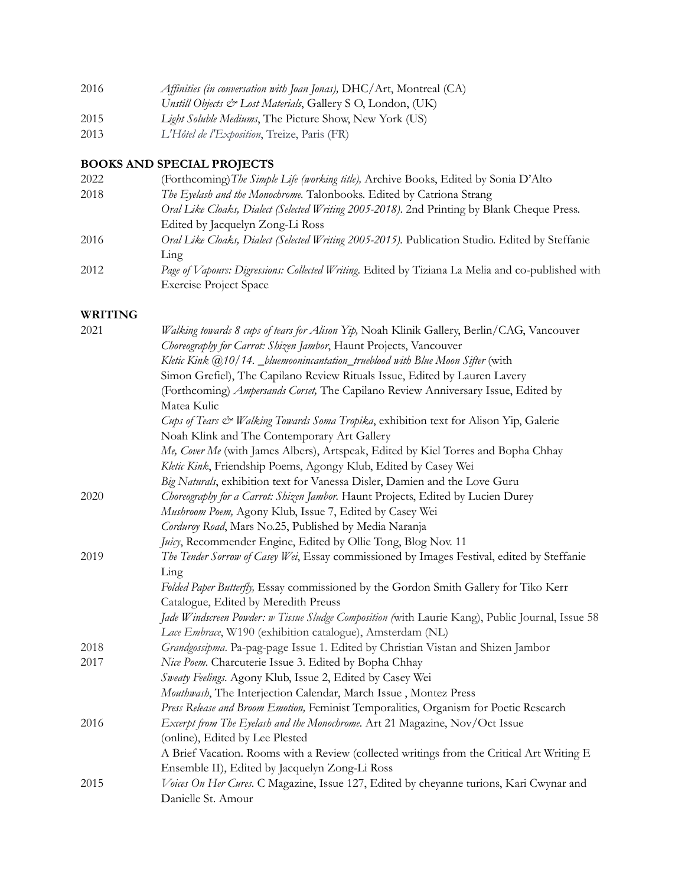2016 *Affinities (in conversation with Joan Jonas),* DHC/Art, Montreal (CA)
*Unstill Objects & Lost Materials*, Gallery S O, London, (UK)
2015 *Light Soluble Mediums*, The Picture Show, New York (US)
2013 *L'Hôtel de l'Exposition*, Treize, Paris (FR)

## BOOKS AND SPECIAL PROJECTS

2022 (Forthcoming)*The Simple Life (working title),* Archive Books, Edited by Sonia D'Alto
2018 *The Eyelash and the Monochrome.* Talonbooks. Edited by Catriona Strang
*Oral Like Cloaks, Dialect (Selected Writing 2005-2018)*. 2nd Printing by Blank Cheque Press. Edited by Jacquelyn Zong-Li Ross
2016 *Oral Like Cloaks, Dialect (Selected Writing 2005-2015).* Publication Studio. Edited by Steffanie Ling
2012 *Page of Vapours: Digressions: Collected Writing.* Edited by Tiziana La Melia and co-published with Exercise Project Space

## WRITING

2021 *Walking towards 8 cups of tears for Alison Yip,* Noah Klinik Gallery, Berlin/CAG, Vancouver
*Choreography for Carrot: Shizen Jambor*, Haunt Projects, Vancouver
*Kletic Kink @10/14. _bluemoonincantation_trueblood with Blue Moon Sifter* (with Simon Grefiel), The Capilano Review Rituals Issue, Edited by Lauren Lavery
(Forthcoming) *Ampersands Corset,* The Capilano Review Anniversary Issue, Edited by Matea Kulic
*Cups of Tears & Walking Towards Soma Tropika*, exhibition text for Alison Yip, Galerie Noah Klink and The Contemporary Art Gallery
*Me, Cover Me* (with James Albers), Artspeak, Edited by Kiel Torres and Bopha Chhay
*Kletic Kink*, Friendship Poems, Agongy Klub, Edited by Casey Wei
*Big Naturals*, exhibition text for Vanessa Disler, Damien and the Love Guru
2020 *Choreography for a Carrot: Shizen Jambor.* Haunt Projects, Edited by Lucien Durey
*Mushroom Poem,* Agony Klub, Issue 7, Edited by Casey Wei
*Corduroy Road*, Mars No.25, Published by Media Naranja
*Juicy*, Recommender Engine, Edited by Ollie Tong, Blog Nov. 11
2019 *The Tender Sorrow of Casey Wei*, Essay commissioned by Images Festival, edited by Steffanie Ling
*Folded Paper Butterfly,* Essay commissioned by the Gordon Smith Gallery for Tiko Kerr Catalogue, Edited by Meredith Preuss
*Jade Windscreen Powder: w Tissue Sludge Composition (*with Laurie Kang), Public Journal, Issue 58
*Lace Embrace*, W190 (exhibition catalogue), Amsterdam (NL)
2018 *Grandgossipma*. Pa-pag-page Issue 1. Edited by Christian Vistan and Shizen Jambor
2017 *Nice Poem*. Charcuterie Issue 3. Edited by Bopha Chhay
*Sweaty Feelings*. Agony Klub, Issue 2, Edited by Casey Wei
*Mouthwash*, The Interjection Calendar, March Issue , Montez Press
*Press Release and Broom Emotion,* Feminist Temporalities, Organism for Poetic Research
2016 *Excerpt from The Eyelash and the Monochrome*. Art 21 Magazine, Nov/Oct Issue (online), Edited by Lee Plested
A Brief Vacation. Rooms with a Review (collected writings from the Critical Art Writing E Ensemble II), Edited by Jacquelyn Zong-Li Ross
2015 *Voices On Her Cures*. C Magazine, Issue 127, Edited by cheyanne turions, Kari Cwynar and Danielle St. Amour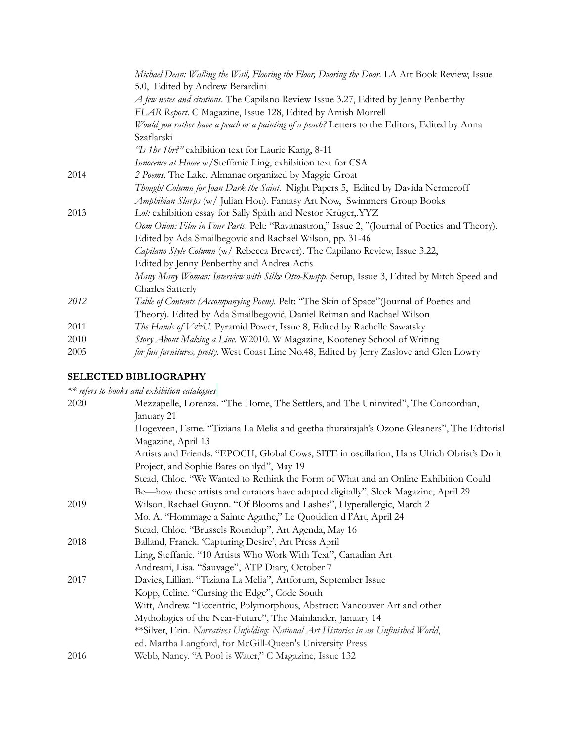| | |
|---|---|
| | *Michael Dean: Walling the Wall, Flooring the Floor, Dooring the Door*. LA Art Book Review, Issue 5.0, Edited by Andrew Berardini |
| | *A few notes and citations*. The Capilano Review Issue 3.27, Edited by Jenny Penberthy |
| | *FLAR Report*. C Magazine, Issue 128, Edited by Amish Morrell |
| | *Would you rather have a peach or a painting of a peach?* Letters to the Editors, Edited by Anna Szaflarski |
| | *"Is 1hr 1hr?"* exhibition text for Laurie Kang, 8-11 |
| | *Innocence at Home* w/Steffanie Ling, exhibition text for CSA |
| 2014 | *2 Poems*. The Lake. Almanac organized by Maggie Groat |
| | *Thought Column for Joan Dark the Saint*. Night Papers 5, Edited by Davida Nermeroff |
| | *Amphibian Slurps* (w/ Julian Hou). Fantasy Art Now, Swimmers Group Books |
| 2013 | *Lot:* exhibition essay for Sally Späth and Nestor Krüger,.YYZ |
| | *Oom Otion: Film in Four Parts*. Pelt: "Ravanastron," Issue 2, "(Journal of Poetics and Theory). Edited by Ada Smailbegović and Rachael Wilson, pp. 31-46 |
| | *Capilano Style Column* (w/ Rebecca Brewer). The Capilano Review, Issue 3.22, Edited by Jenny Penberthy and Andrea Actis |
| | *Many Many Woman: Interview with Silke Otto-Knapp*. Setup, Issue 3, Edited by Mitch Speed and Charles Satterly |
| *2012* | *Table of Contents (Accompanying Poem)*. Pelt: "The Skin of Space"(Journal of Poetics and Theory). Edited by Ada Smailbegović, Daniel Reiman and Rachael Wilson |
| 2011 | *The Hands of V&U*. Pyramid Power, Issue 8, Edited by Rachelle Sawatsky |
| 2010 | *Story About Making a Line*. W2010. W Magazine, Kooteney School of Writing |
| 2005 | *for fun furnitures, pretty.* West Coast Line No.48, Edited by Jerry Zaslove and Glen Lowry |

## SELECTED BIBLIOGRAPHY

*** refers to books and exhibition catalogues*

| | |
|---|---|
| 2020 | Mezzapelle, Lorenza. "The Home, The Settlers, and The Uninvited", The Concordian, January 21 |
| | Hogeveen, Esme. "Tiziana La Melia and geetha thurairajah's Ozone Gleaners", The Editorial Magazine, April 13 |
| | Artists and Friends. "EPOCH, Global Cows, SITE in oscillation, Hans Ulrich Obrist's Do it Project, and Sophie Bates on ilyd", May 19 |
| | Stead, Chloe. "We Wanted to Rethink the Form of What and an Online Exhibition Could Be—how these artists and curators have adapted digitally", Sleek Magazine, April 29 |
| 2019 | Wilson, Rachael Guynn. "Of Blooms and Lashes", Hyperallergic, March 2 |
| | Mo. A. "Hommage a Sainte Agathe," Le Quotidien d l'Art, April 24 |
| | Stead, Chloe. "Brussels Roundup", Art Agenda, May 16 |
| 2018 | Balland, Franck. 'Capturing Desire', Art Press April |
| | Ling, Steffanie. "10 Artists Who Work With Text", Canadian Art |
| | Andreani, Lisa. "Sauvage", ATP Diary, October 7 |
| 2017 | Davies, Lillian. "Tiziana La Melia", Artforum, September Issue |
| | Kopp, Celine. "Cursing the Edge", Code South |
| | Witt, Andrew. "Eccentric, Polymorphous, Abstract: Vancouver Art and other Mythologies of the Near-Future", The Mainlander, January 14 |
| | **Silver, Erin. *Narratives Unfolding: National Art Histories in an Unfinished World*, ed. Martha Langford, for McGill-Queen's University Press |
| 2016 | Webb, Nancy. "A Pool is Water," C Magazine, Issue 132 |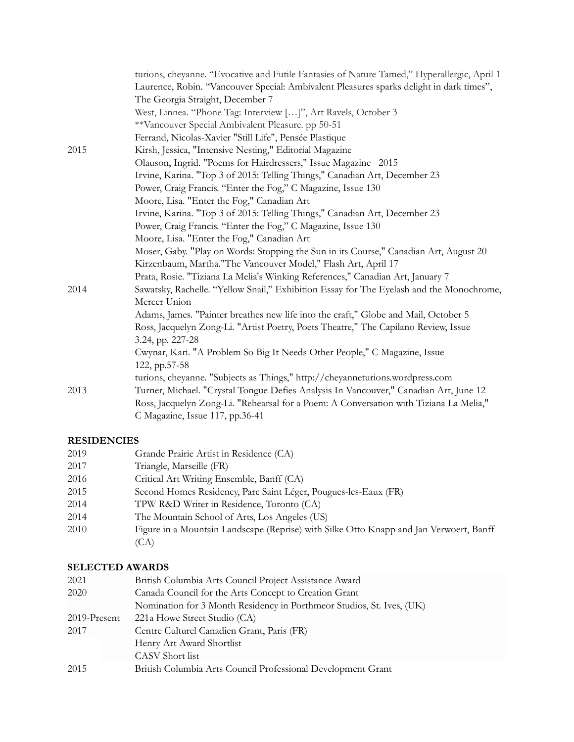| | |
|---|---|
| | turions, cheyanne. "Evocative and Futile Fantasies of Nature Tamed," Hyperallergic, April 1 |
| | Laurence, Robin. "Vancouver Special: Ambivalent Pleasures sparks delight in dark times", The Georgia Straight, December 7 |
| | West, Linnea. "Phone Tag: Interview […]", Art Ravels, October 3 |
| | **Vancouver Special Ambivalent Pleasure. pp 50-51 |
| | Ferrand, Nicolas-Xavier "Still Life", Pensée Plastique |
| 2015 | Kirsh, Jessica, "Intensive Nesting," Editorial Magazine |
| | Olauson, Ingrid. "Poems for Hairdressers," Issue Magazine 2015 |
| | Irvine, Karina. "Top 3 of 2015: Telling Things," Canadian Art, December 23 |
| | Power, Craig Francis. "Enter the Fog," C Magazine, Issue 130 |
| | Moore, Lisa. "Enter the Fog," Canadian Art |
| | Irvine, Karina. "Top 3 of 2015: Telling Things," Canadian Art, December 23 |
| | Power, Craig Francis. "Enter the Fog," C Magazine, Issue 130 |
| | Moore, Lisa. "Enter the Fog," Canadian Art |
| | Moser, Gaby. "Play on Words: Stopping the Sun in its Course," Canadian Art, August 20 |
| | Kirzenbaum, Martha."The Vancouver Model," Flash Art, April 17 |
| | Prata, Rosie. "Tiziana La Melia's Winking References," Canadian Art, January 7 |
| 2014 | Sawatsky, Rachelle. "Yellow Snail," Exhibition Essay for The Eyelash and the Monochrome, Mercer Union |
| | Adams, James. "Painter breathes new life into the craft," Globe and Mail, October 5 |
| | Ross, Jacquelyn Zong-Li. "Artist Poetry, Poets Theatre," The Capilano Review, Issue 3.24, pp. 227-28 |
| | Cwynar, Kari. "A Problem So Big It Needs Other People," C Magazine, Issue 122, pp.57-58 |
| | turions, cheyanne. "Subjects as Things," http://cheyanneturions.wordpress.com |
| 2013 | Turner, Michael. "Crystal Tongue Defies Analysis In Vancouver," Canadian Art, June 12 |
| | Ross, Jacquelyn Zong-Li. "Rehearsal for a Poem: A Conversation with Tiziana La Melia," C Magazine, Issue 117, pp.36-41 |

## RESIDENCIES

| | |
|---|---|
| 2019 | Grande Prairie Artist in Residence (CA) |
| 2017 | Triangle, Marseille (FR) |
| 2016 | Critical Art Writing Ensemble, Banff (CA) |
| 2015 | Second Homes Residency, Parc Saint Léger, Pougues-les-Eaux (FR) |
| 2014 | TPW R&D Writer in Residence, Toronto (CA) |
| 2014 | The Mountain School of Arts, Los Angeles (US) |
| 2010 | Figure in a Mountain Landscape (Reprise) with Silke Otto Knapp and Jan Verwoert, Banff (CA) |

## SELECTED AWARDS

| | |
|---|---|
| 2021 | British Columbia Arts Council Project Assistance Award |
| 2020 | Canada Council for the Arts Concept to Creation Grant |
| | Nomination for 3 Month Residency in Porthmeor Studios, St. Ives, (UK) |
| 2019-Present | 221a Howe Street Studio (CA) |
| 2017 | Centre Culturel Canadien Grant, Paris (FR) |
| | Henry Art Award Shortlist |
| | CASV Short list |
| 2015 | British Columbia Arts Council Professional Development Grant |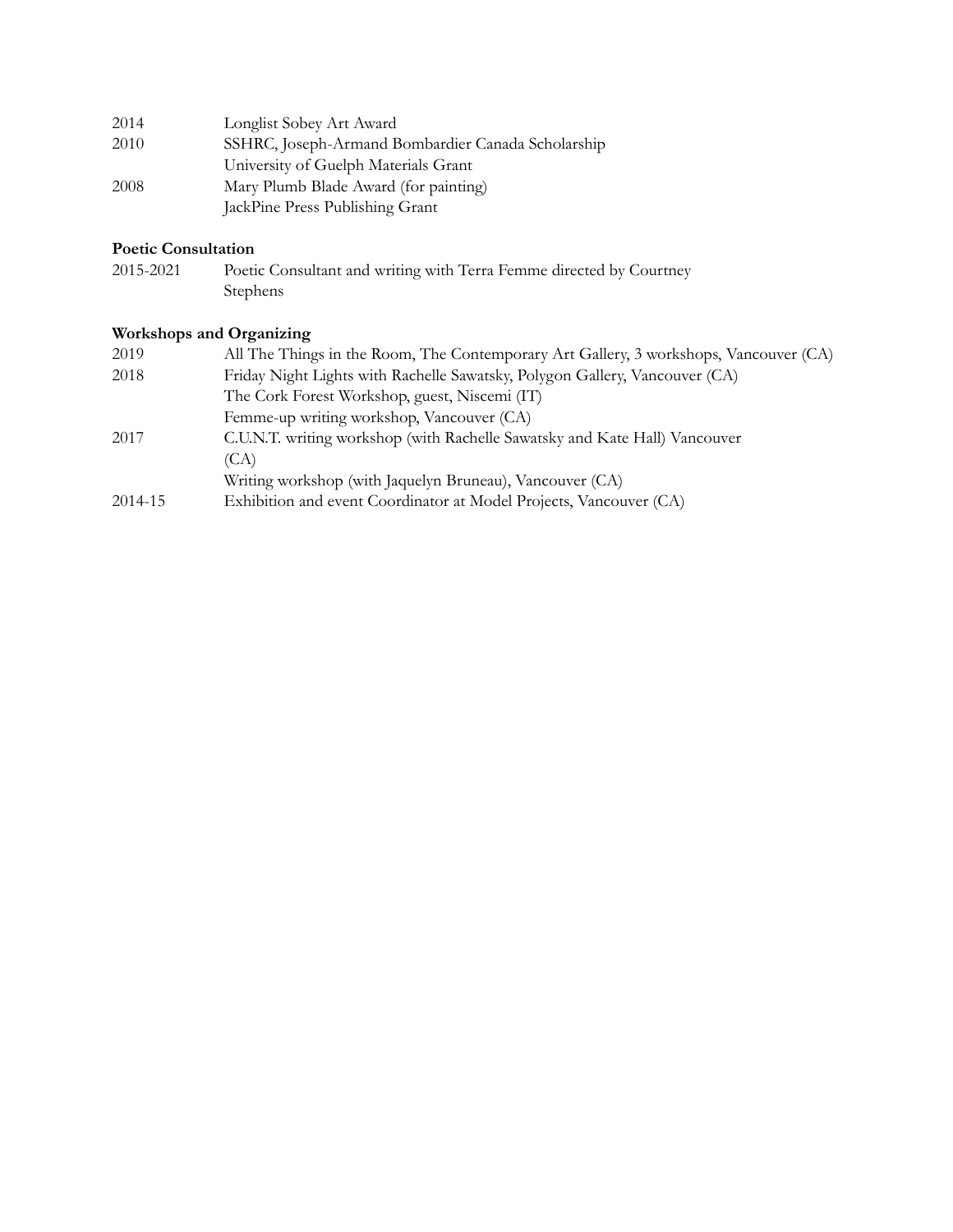| | |
|---|---|
| 2014 | Longlist Sobey Art Award |
| 2010 | SSHRC, Joseph-Armand Bombardier Canada Scholarship |
| | University of Guelph Materials Grant |
| 2008 | Mary Plumb Blade Award (for painting) |
| | JackPine Press Publishing Grant |

**Poetic Consultation**

| | |
|---|---|
| 2015-2021 | Poetic Consultant and writing with Terra Femme directed by Courtney Stephens |

**Workshops and Organizing**

| | |
|---|---|
| 2019 | All The Things in the Room, The Contemporary Art Gallery, 3 workshops, Vancouver (CA) |
| 2018 | Friday Night Lights with Rachelle Sawatsky, Polygon Gallery, Vancouver (CA) |
| | The Cork Forest Workshop, guest, Niscemi (IT) |
| | Femme-up writing workshop, Vancouver (CA) |
| 2017 | C.U.N.T. writing workshop (with Rachelle Sawatsky and Kate Hall) Vancouver (CA) |
| | Writing workshop (with Jaquelyn Bruneau), Vancouver (CA) |
| 2014-15 | Exhibition and event Coordinator at Model Projects, Vancouver (CA) |